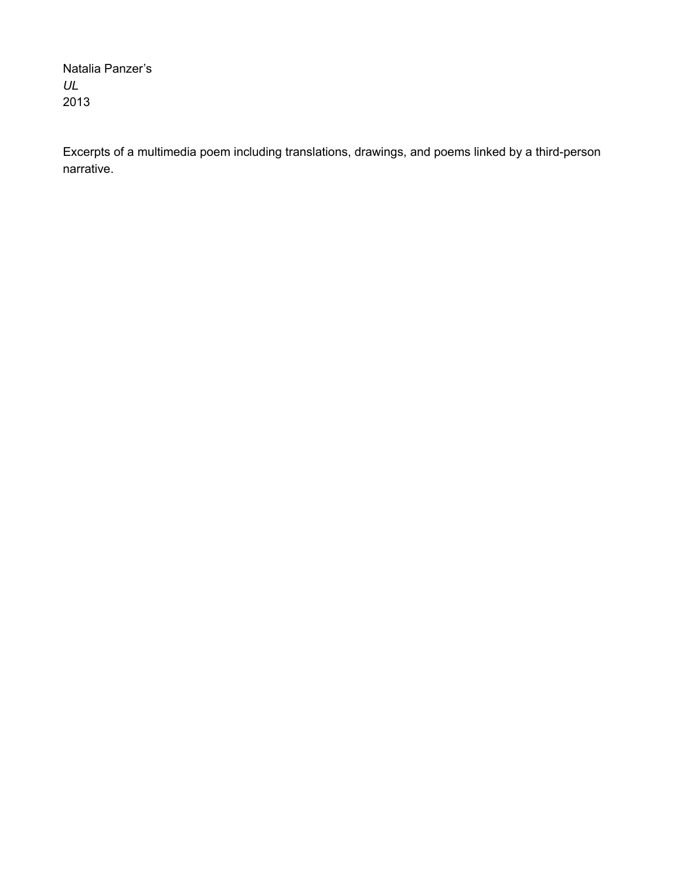Natalia Panzer's
*UL*
2013

Excerpts of a multimedia poem including translations, drawings, and poems linked by a third-person narrative.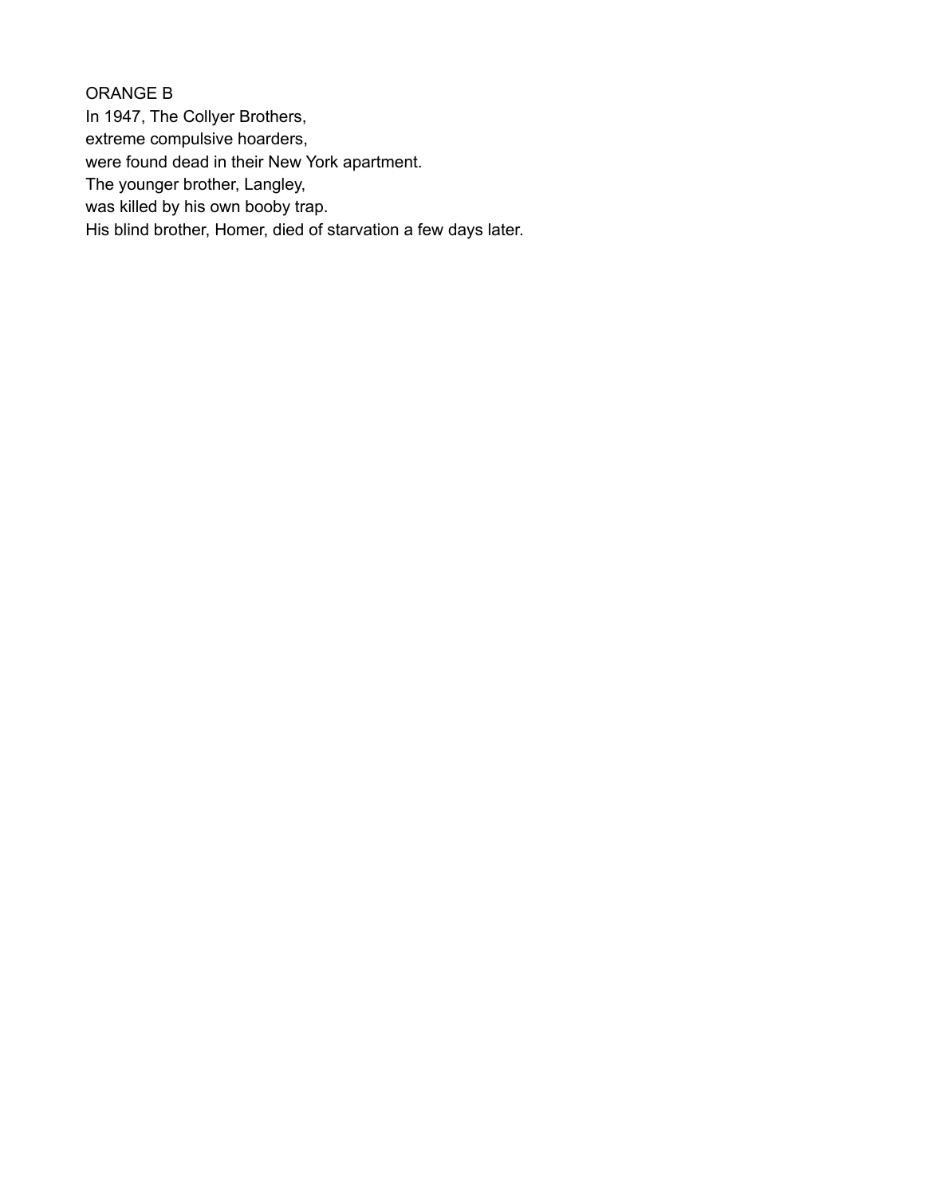ORANGE B
In 1947, The Collyer Brothers,
extreme compulsive hoarders,
were found dead in their New York apartment.
The younger brother, Langley,
was killed by his own booby trap.
His blind brother, Homer, died of starvation a few days later.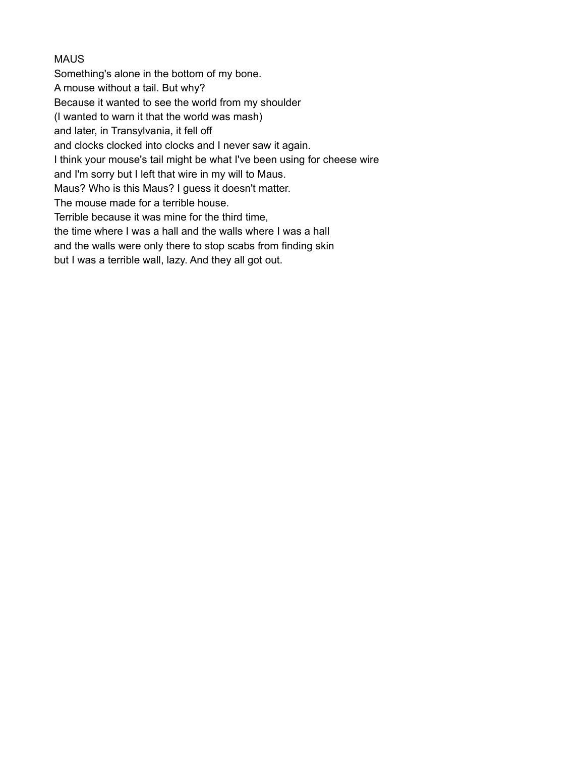# MAUS

Something's alone in the bottom of my bone.
A mouse without a tail. But why?
Because it wanted to see the world from my shoulder
(I wanted to warn it that the world was mash)
and later, in Transylvania, it fell off
and clocks clocked into clocks and I never saw it again.
I think your mouse's tail might be what I've been using for cheese wire
and I'm sorry but I left that wire in my will to Maus.
Maus? Who is this Maus? I guess it doesn't matter.
The mouse made for a terrible house.
Terrible because it was mine for the third time,
the time where I was a hall and the walls where I was a hall
and the walls were only there to stop scabs from finding skin
but I was a terrible wall, lazy. And they all got out.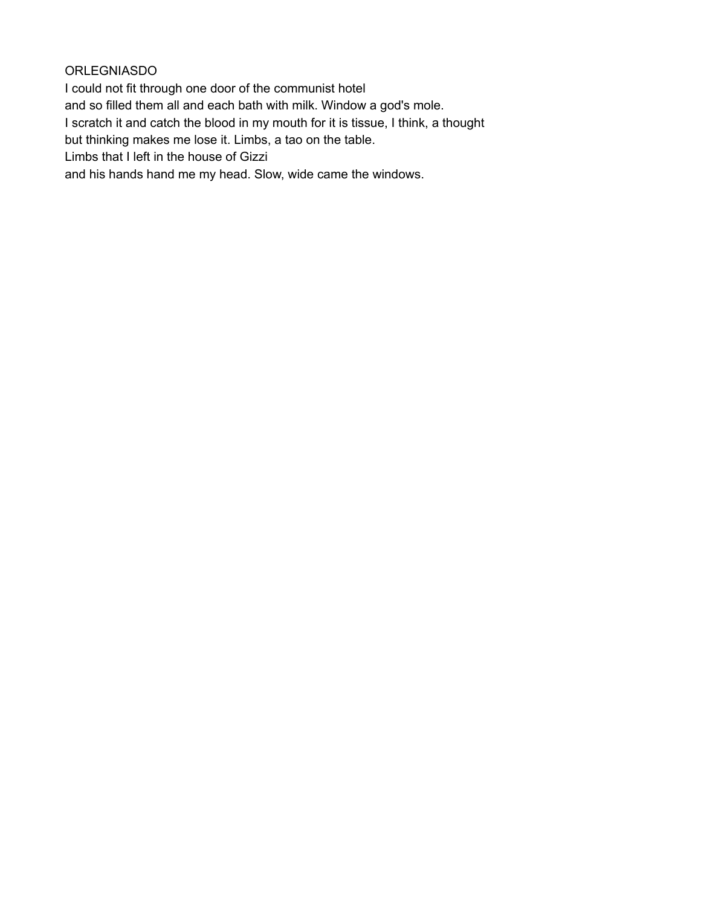ORLEGNIASDO

I could not fit through one door of the communist hotel
and so filled them all and each bath with milk. Window a god's mole.
I scratch it and catch the blood in my mouth for it is tissue, I think, a thought
but thinking makes me lose it. Limbs, a tao on the table.
Limbs that I left in the house of Gizzi
and his hands hand me my head. Slow, wide came the windows.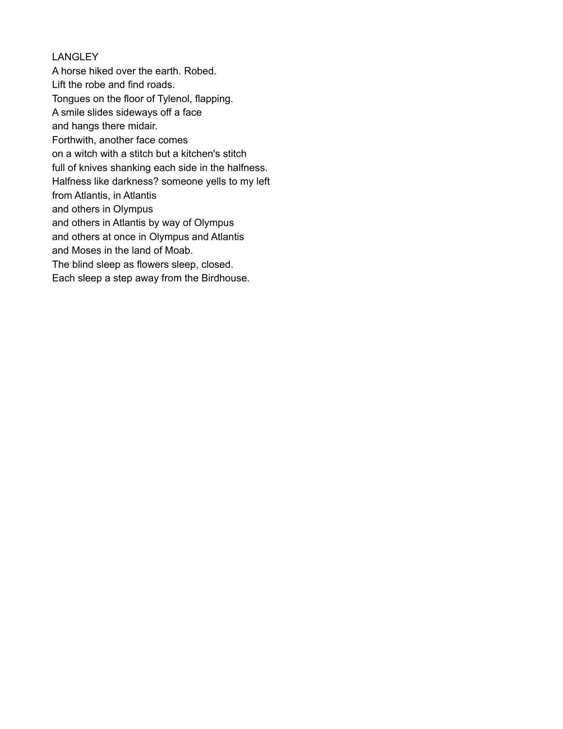LANGLEY

A horse hiked over the earth. Robed.  
Lift the robe and find roads.  
Tongues on the floor of Tylenol, flapping.  
A smile slides sideways off a face  
and hangs there midair.  
Forthwith, another face comes  
on a witch with a stitch but a kitchen's stitch  
full of knives shanking each side in the halfness.  
Halfness like darkness? someone yells to my left  
from Atlantis, in Atlantis  
and others in Olympus  
and others in Atlantis by way of Olympus  
and others at once in Olympus and Atlantis  
and Moses in the land of Moab.  
The blind sleep as flowers sleep, closed.  
Each sleep a step away from the Birdhouse.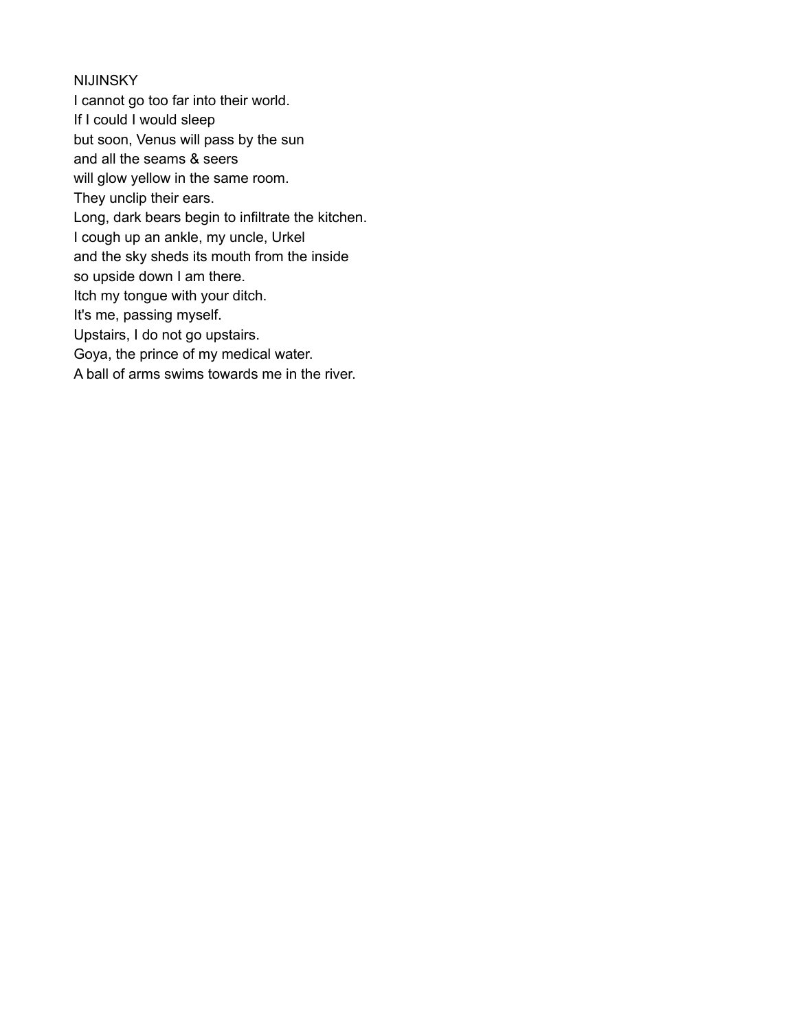## NIJINSKY

I cannot go too far into their world.  
If I could I would sleep  
but soon, Venus will pass by the sun  
and all the seams & seers  
will glow yellow in the same room.  
They unclip their ears.  
Long, dark bears begin to infiltrate the kitchen.  
I cough up an ankle, my uncle, Urkel  
and the sky sheds its mouth from the inside  
so upside down I am there.  
Itch my tongue with your ditch.  
It's me, passing myself.  
Upstairs, I do not go upstairs.  
Goya, the prince of my medical water.  
A ball of arms swims towards me in the river.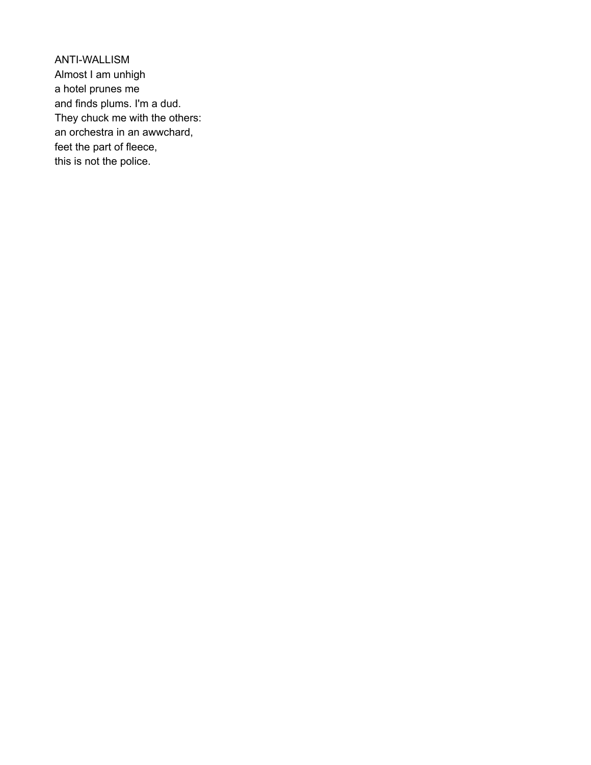ANTI-WALLISM

Almost I am unhigh  
a hotel prunes me  
and finds plums. I'm a dud.  
They chuck me with the others:  
an orchestra in an awwchard,  
feet the part of fleece,  
this is not the police.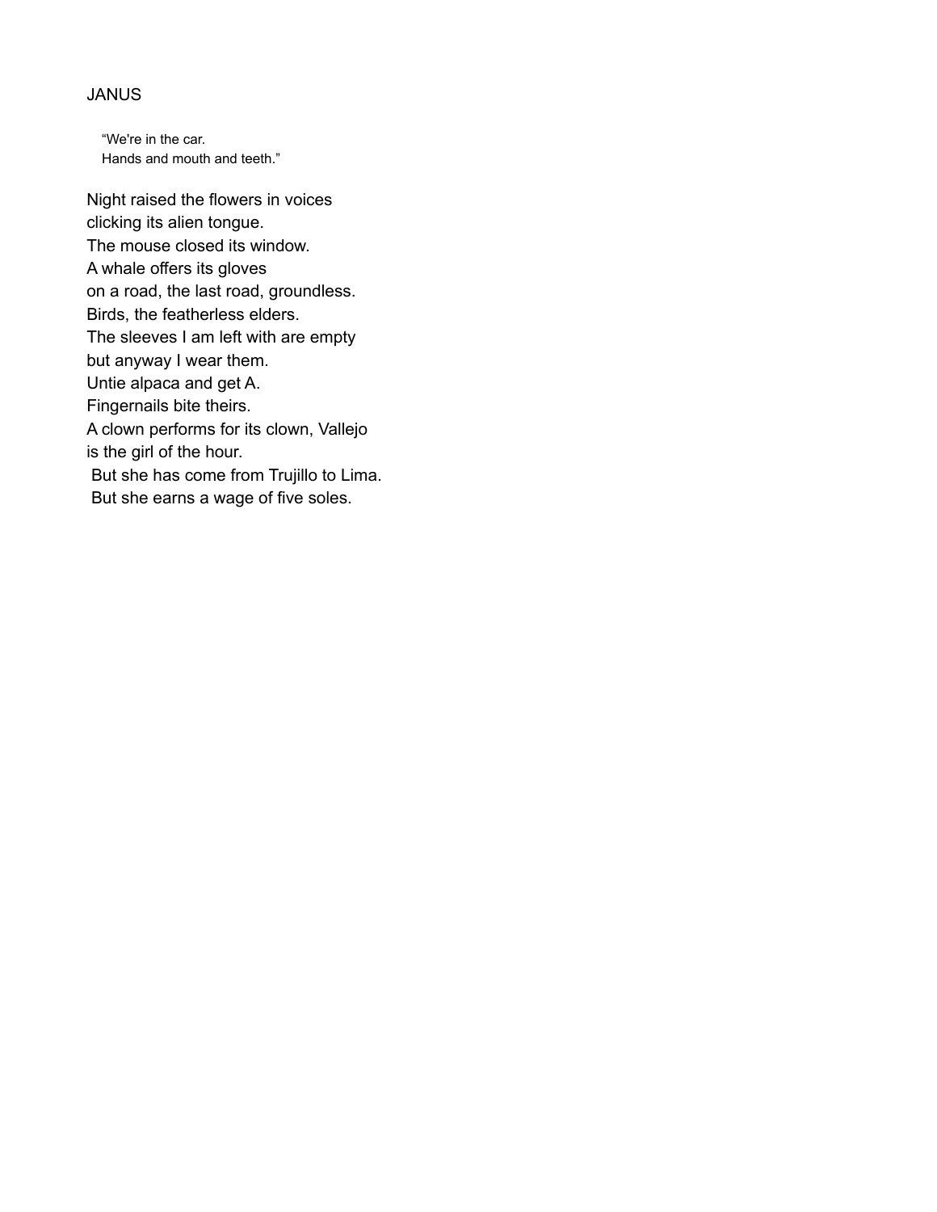JANUS

> "We're in the car.
> Hands and mouth and teeth."

Night raised the flowers in voices
clicking its alien tongue.
The mouse closed its window.
A whale offers its gloves
on a road, the last road, groundless.
Birds, the featherless elders.
The sleeves I am left with are empty
but anyway I wear them.
Untie alpaca and get A.
Fingernails bite theirs.
A clown performs for its clown, Vallejo
is the girl of the hour.
 But she has come from Trujillo to Lima.
 But she earns a wage of five soles.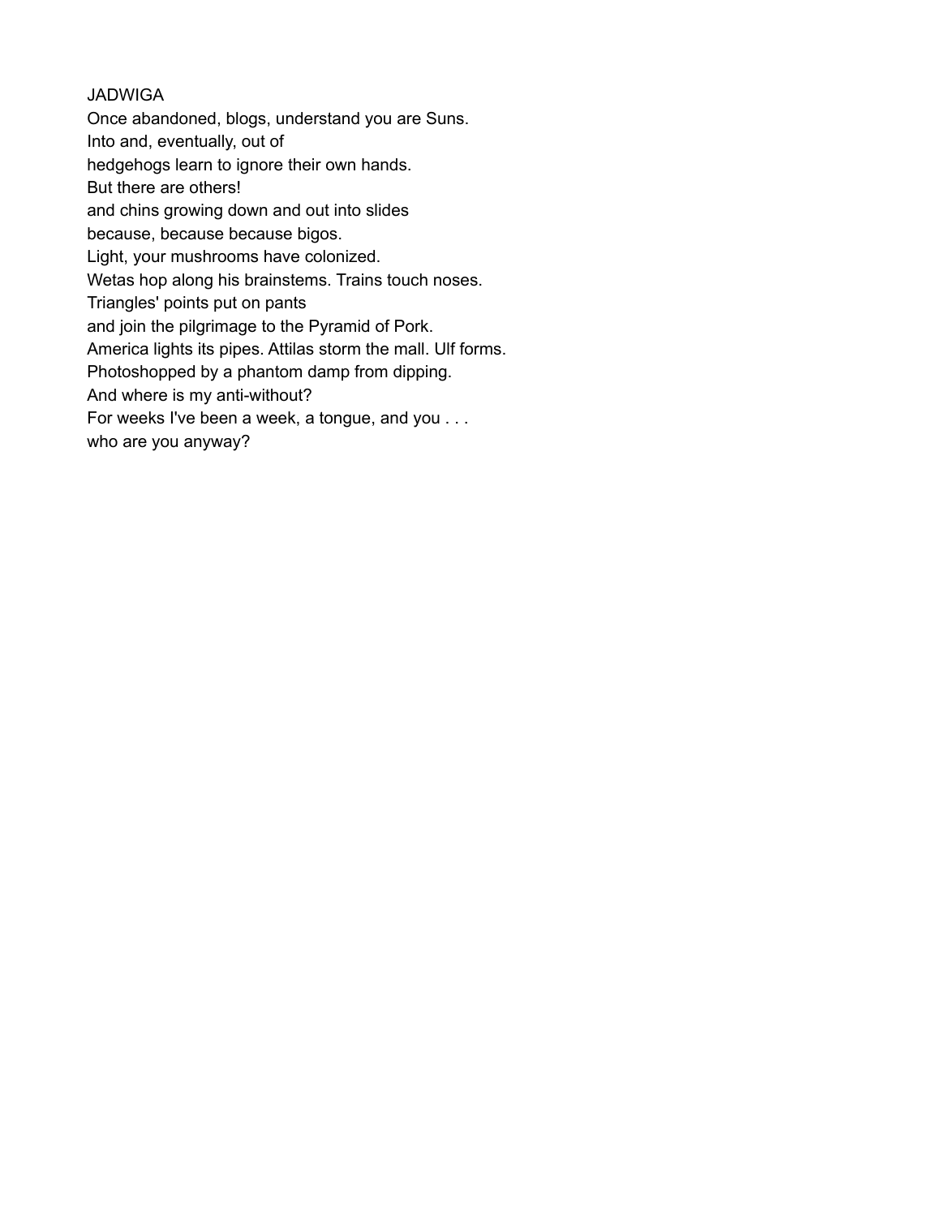JADWIGA

Once abandoned, blogs, understand you are Suns.  
Into and, eventually, out of  
hedgehogs learn to ignore their own hands.  
But there are others!  
and chins growing down and out into slides  
because, because because bigos.  
Light, your mushrooms have colonized.  
Wetas hop along his brainstems. Trains touch noses.  
Triangles' points put on pants  
and join the pilgrimage to the Pyramid of Pork.  
America lights its pipes. Attilas storm the mall. Ulf forms.  
Photoshopped by a phantom damp from dipping.  
And where is my anti-without?  
For weeks I've been a week, a tongue, and you . . .  
who are you anyway?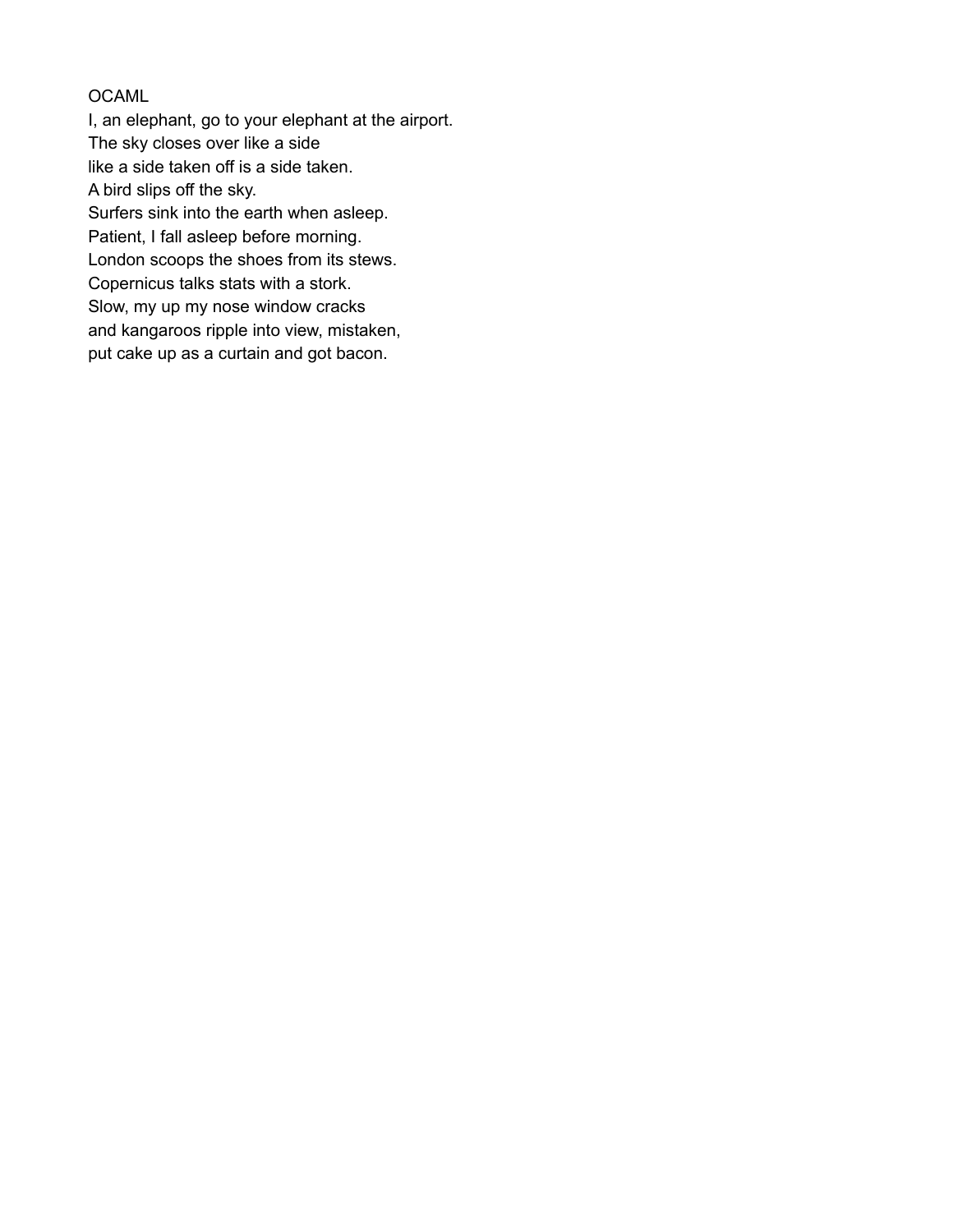OCAML

I, an elephant, go to your elephant at the airport.  
The sky closes over like a side  
like a side taken off is a side taken.  
A bird slips off the sky.  
Surfers sink into the earth when asleep.  
Patient, I fall asleep before morning.  
London scoops the shoes from its stews.  
Copernicus talks stats with a stork.  
Slow, my up my nose window cracks  
and kangaroos ripple into view, mistaken,  
put cake up as a curtain and got bacon.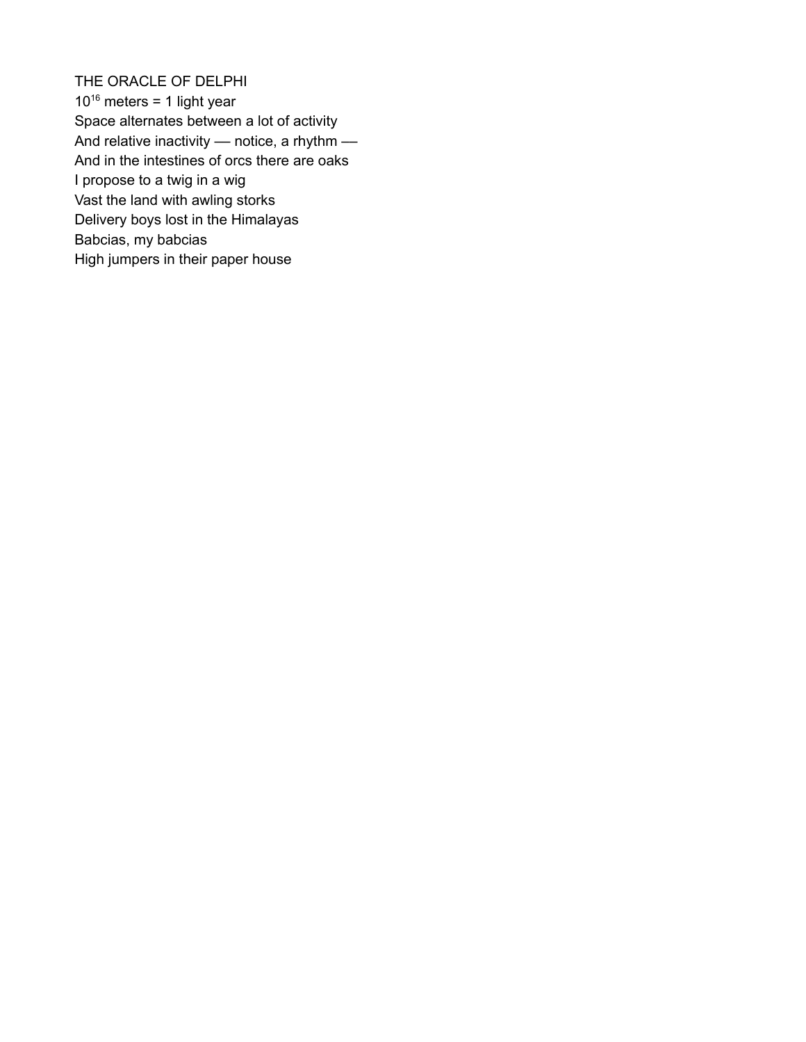THE ORACLE OF DELPHI

$10^{16}$ meters = 1 light year
Space alternates between a lot of activity
And relative inactivity — notice, a rhythm —
And in the intestines of orcs there are oaks
I propose to a twig in a wig
Vast the land with awling storks
Delivery boys lost in the Himalayas
Babcias, my babcias
High jumpers in their paper house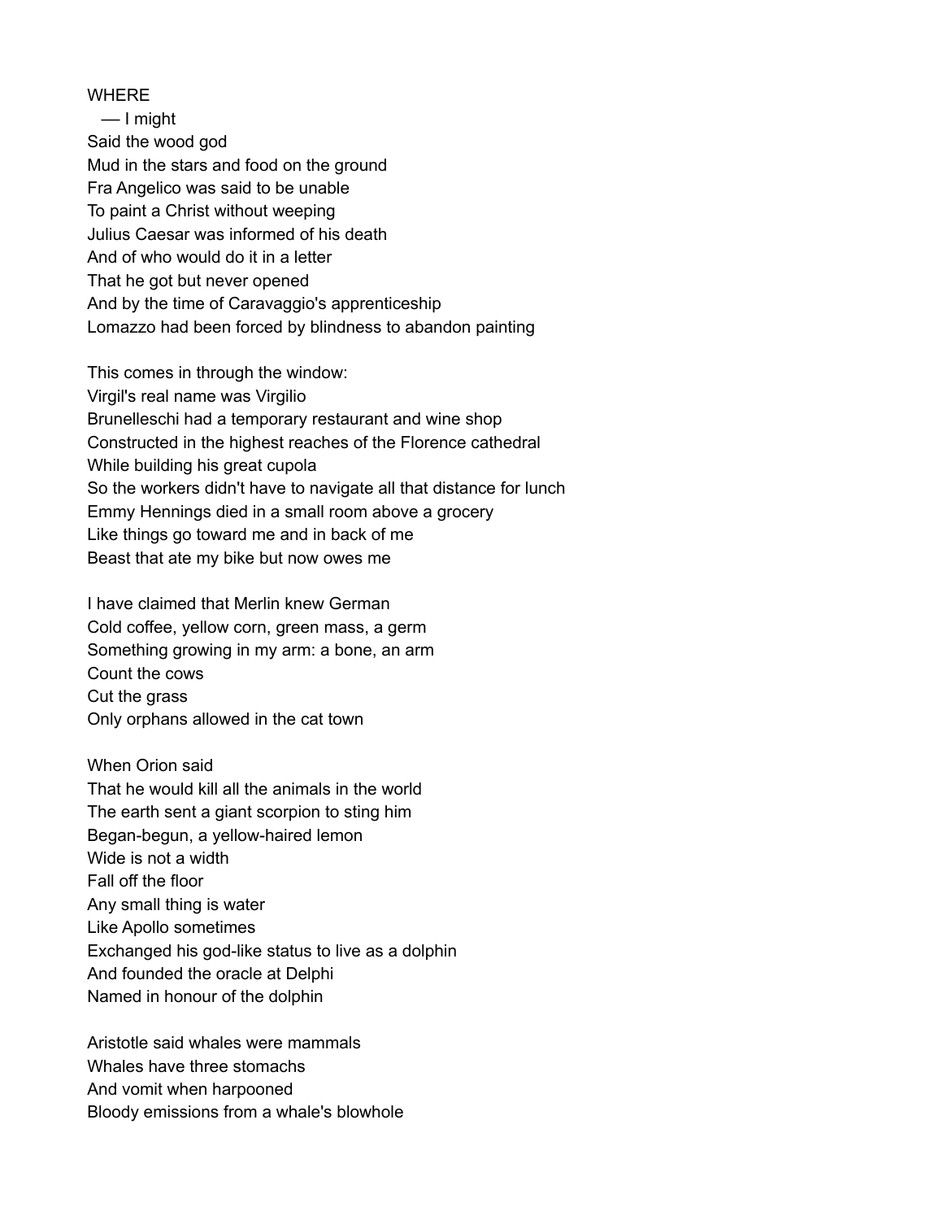WHERE
  — I might
Said the wood god
Mud in the stars and food on the ground
Fra Angelico was said to be unable
To paint a Christ without weeping
Julius Caesar was informed of his death
And of who would do it in a letter
That he got but never opened
And by the time of Caravaggio's apprenticeship
Lomazzo had been forced by blindness to abandon painting

This comes in through the window:
Virgil's real name was Virgilio
Brunelleschi had a temporary restaurant and wine shop
Constructed in the highest reaches of the Florence cathedral
While building his great cupola
So the workers didn't have to navigate all that distance for lunch
Emmy Hennings died in a small room above a grocery
Like things go toward me and in back of me
Beast that ate my bike but now owes me

I have claimed that Merlin knew German
Cold coffee, yellow corn, green mass, a germ
Something growing in my arm: a bone, an arm
Count the cows
Cut the grass
Only orphans allowed in the cat town

When Orion said
That he would kill all the animals in the world
The earth sent a giant scorpion to sting him
Began-begun, a yellow-haired lemon
Wide is not a width
Fall off the floor
Any small thing is water
Like Apollo sometimes
Exchanged his god-like status to live as a dolphin
And founded the oracle at Delphi
Named in honour of the dolphin

Aristotle said whales were mammals
Whales have three stomachs
And vomit when harpooned
Bloody emissions from a whale's blowhole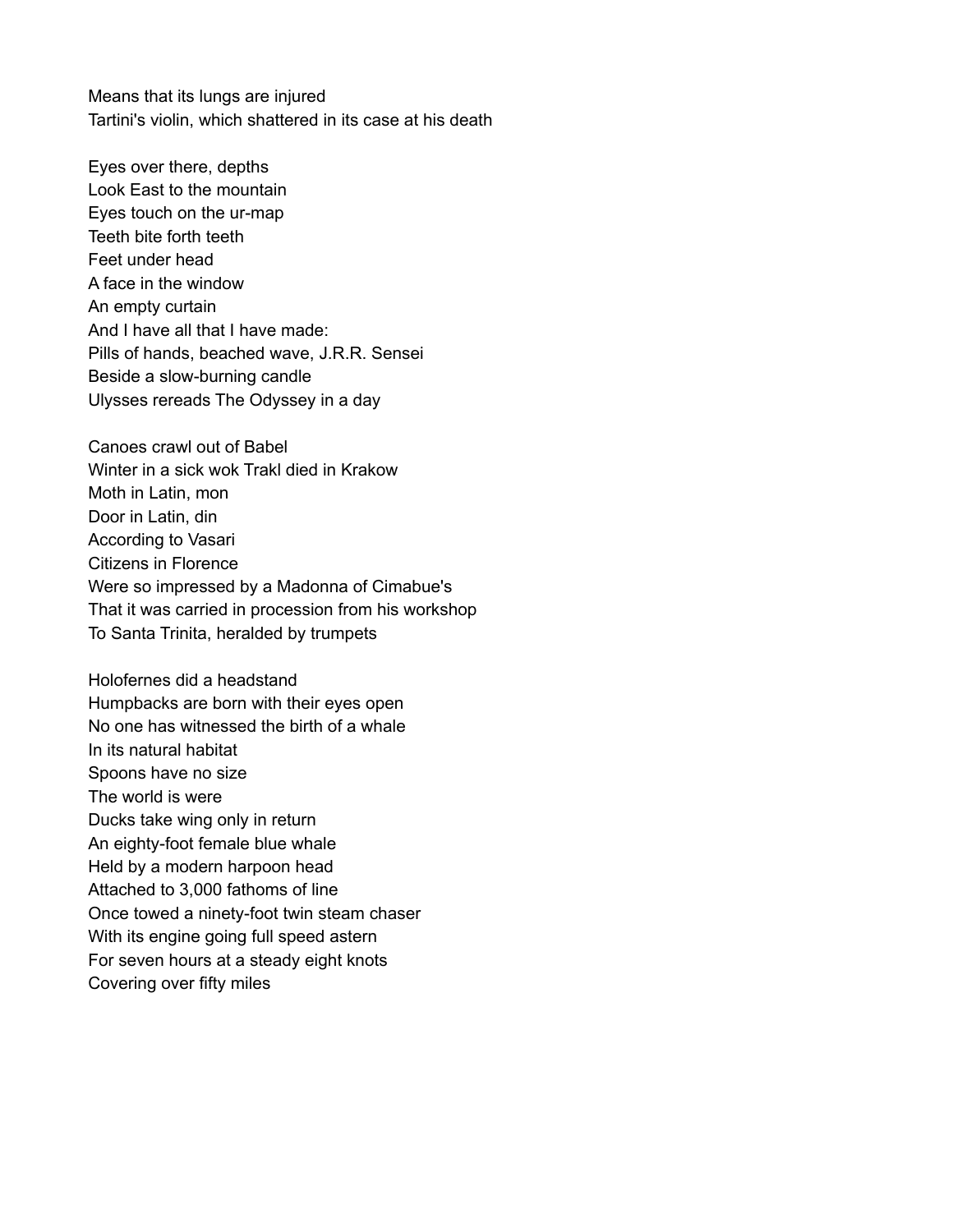Means that its lungs are injured
Tartini's violin, which shattered in its case at his death

Eyes over there, depths
Look East to the mountain
Eyes touch on the ur-map
Teeth bite forth teeth
Feet under head
A face in the window
An empty curtain
And I have all that I have made:
Pills of hands, beached wave, J.R.R. Sensei
Beside a slow-burning candle
Ulysses rereads The Odyssey in a day

Canoes crawl out of Babel
Winter in a sick wok Trakl died in Krakow
Moth in Latin, mon
Door in Latin, din
According to Vasari
Citizens in Florence
Were so impressed by a Madonna of Cimabue's
That it was carried in procession from his workshop
To Santa Trinita, heralded by trumpets

Holofernes did a headstand
Humpbacks are born with their eyes open
No one has witnessed the birth of a whale
In its natural habitat
Spoons have no size
The world is were
Ducks take wing only in return
An eighty-foot female blue whale
Held by a modern harpoon head
Attached to 3,000 fathoms of line
Once towed a ninety-foot twin steam chaser
With its engine going full speed astern
For seven hours at a steady eight knots
Covering over fifty miles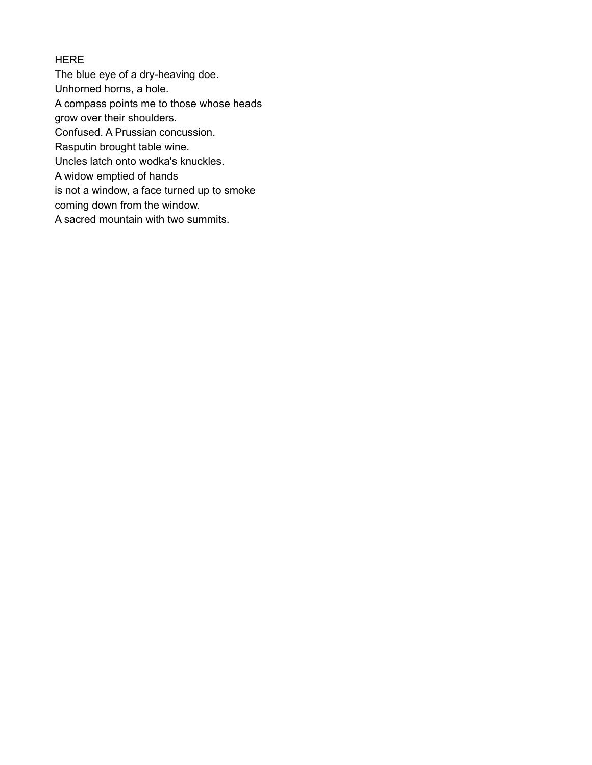# HERE

The blue eye of a dry-heaving doe.  
Unhorned horns, a hole.  
A compass points me to those whose heads  
grow over their shoulders.  
Confused. A Prussian concussion.  
Rasputin brought table wine.  
Uncles latch onto wodka's knuckles.  
A widow emptied of hands  
is not a window, a face turned up to smoke  
coming down from the window.  
A sacred mountain with two summits.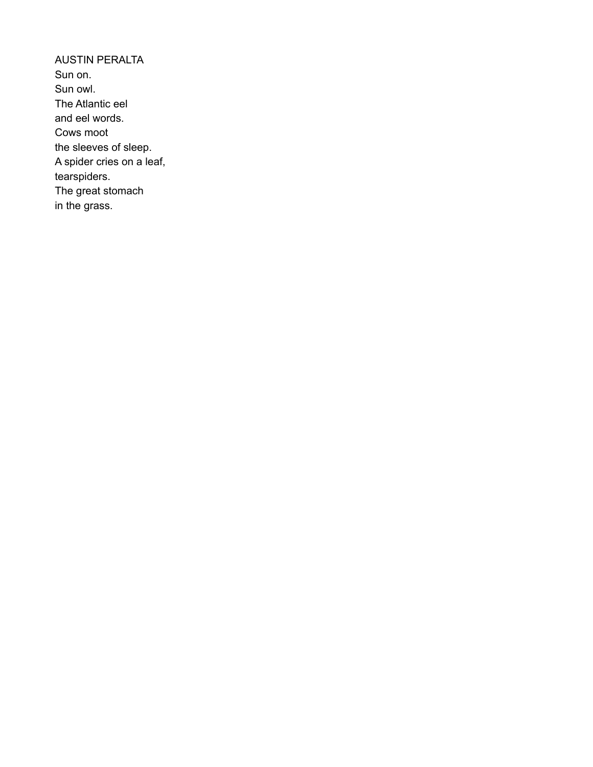AUSTIN PERALTA
Sun on.
Sun owl.
The Atlantic eel
and eel words.
Cows moot
the sleeves of sleep.
A spider cries on a leaf,
tearspiders.
The great stomach
in the grass.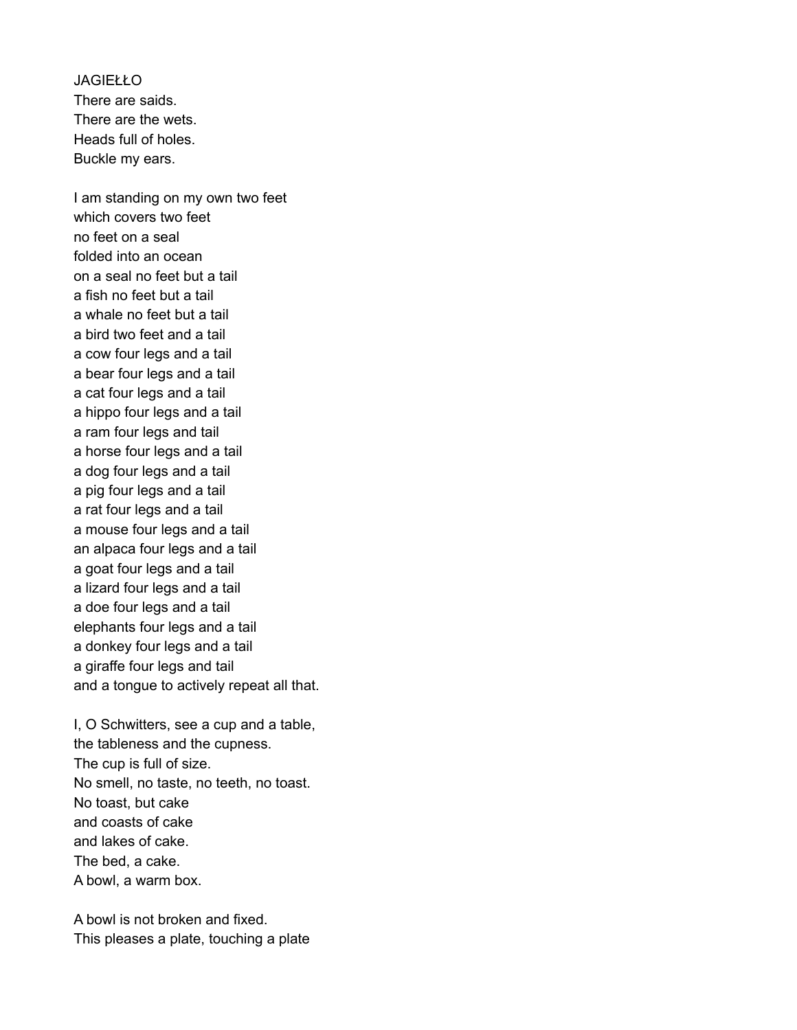JAGIEŁŁO
There are saids.
There are the wets.
Heads full of holes.
Buckle my ears.

I am standing on my own two feet
which covers two feet
no feet on a seal
folded into an ocean
on a seal no feet but a tail
a fish no feet but a tail
a whale no feet but a tail
a bird two feet and a tail
a cow four legs and a tail
a bear four legs and a tail
a cat four legs and a tail
a hippo four legs and a tail
a ram four legs and tail
a horse four legs and a tail
a dog four legs and a tail
a pig four legs and a tail
a rat four legs and a tail
a mouse four legs and a tail
an alpaca four legs and a tail
a goat four legs and a tail
a lizard four legs and a tail
a doe four legs and a tail
elephants four legs and a tail
a donkey four legs and a tail
a giraffe four legs and tail
and a tongue to actively repeat all that.

I, O Schwitters, see a cup and a table,
the tableness and the cupness.
The cup is full of size.
No smell, no taste, no teeth, no toast.
No toast, but cake
and coasts of cake
and lakes of cake.
The bed, a cake.
A bowl, a warm box.

A bowl is not broken and fixed.
This pleases a plate, touching a plate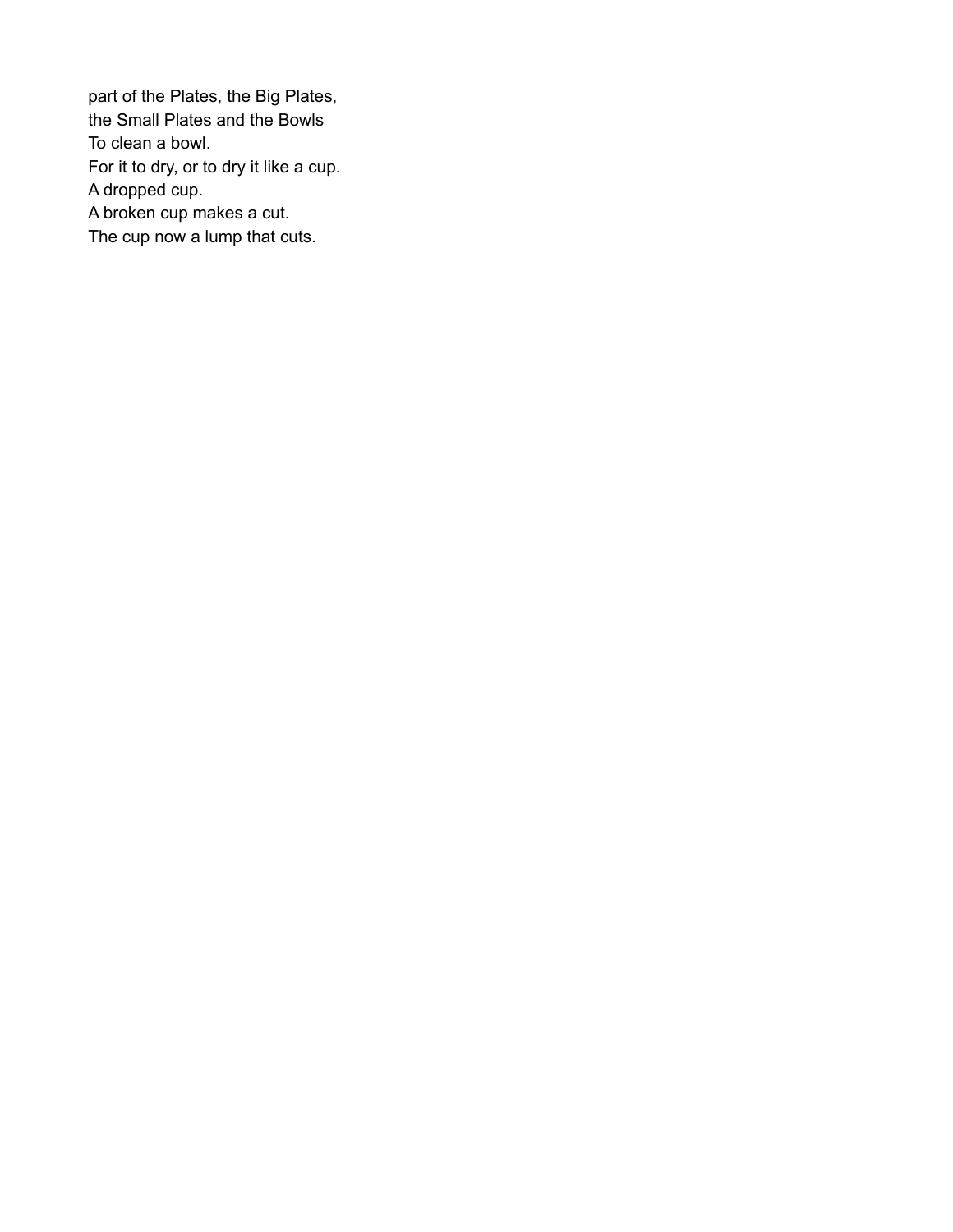part of the Plates, the Big Plates,  
the Small Plates and the Bowls  
To clean a bowl.  
For it to dry, or to dry it like a cup.  
A dropped cup.  
A broken cup makes a cut.  
The cup now a lump that cuts.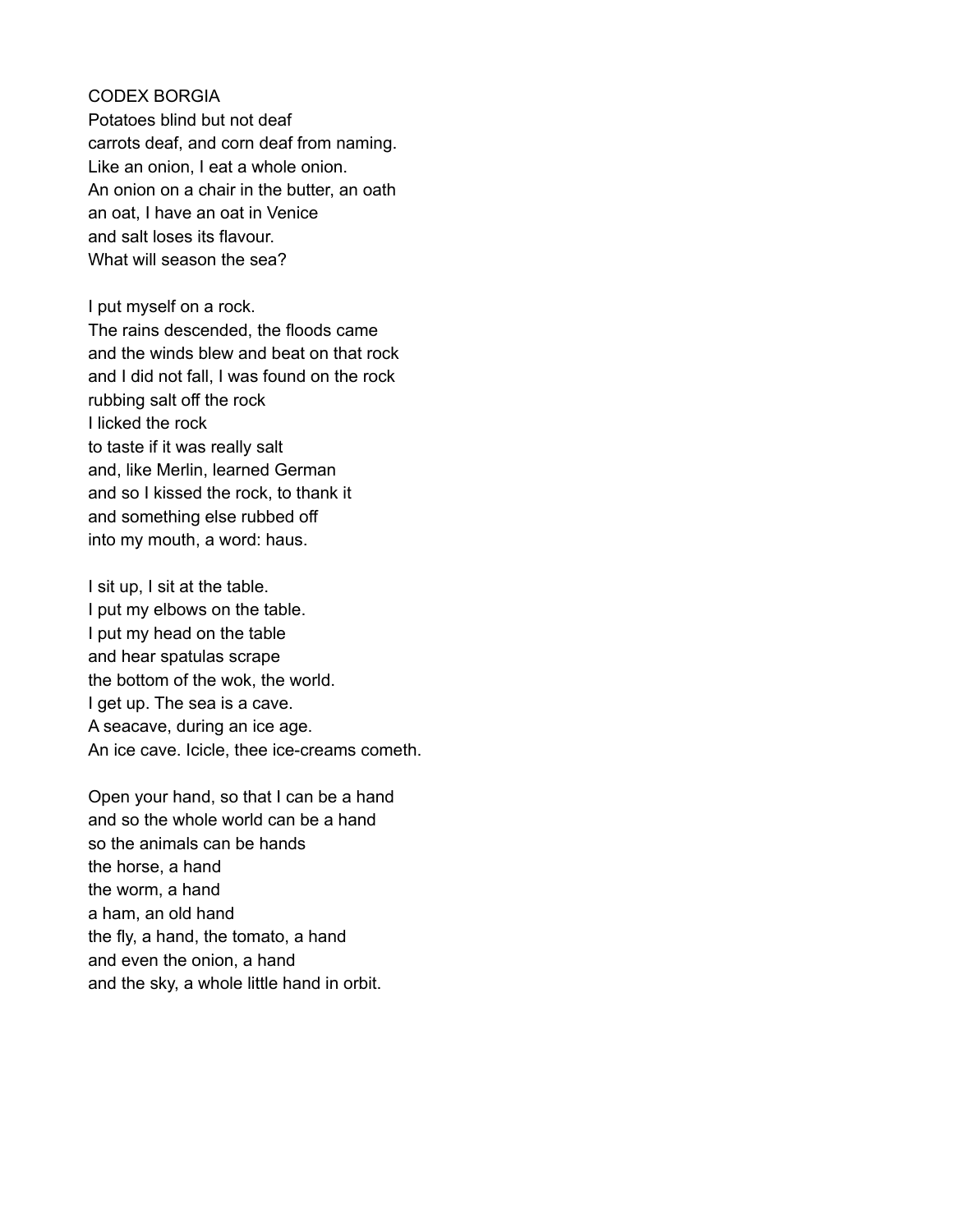CODEX BORGIA

Potatoes blind but not deaf  
carrots deaf, and corn deaf from naming.  
Like an onion, I eat a whole onion.  
An onion on a chair in the butter, an oath  
an oat, I have an oat in Venice  
and salt loses its flavour.  
What will season the sea?

I put myself on a rock.  
The rains descended, the floods came  
and the winds blew and beat on that rock  
and I did not fall, I was found on the rock  
rubbing salt off the rock  
I licked the rock  
to taste if it was really salt  
and, like Merlin, learned German  
and so I kissed the rock, to thank it  
and something else rubbed off  
into my mouth, a word: haus.

I sit up, I sit at the table.  
I put my elbows on the table.  
I put my head on the table  
and hear spatulas scrape  
the bottom of the wok, the world.  
I get up. The sea is a cave.  
A seacave, during an ice age.  
An ice cave. Icicle, thee ice-creams cometh.

Open your hand, so that I can be a hand  
and so the whole world can be a hand  
so the animals can be hands  
the horse, a hand  
the worm, a hand  
a ham, an old hand  
the fly, a hand, the tomato, a hand  
and even the onion, a hand  
and the sky, a whole little hand in orbit.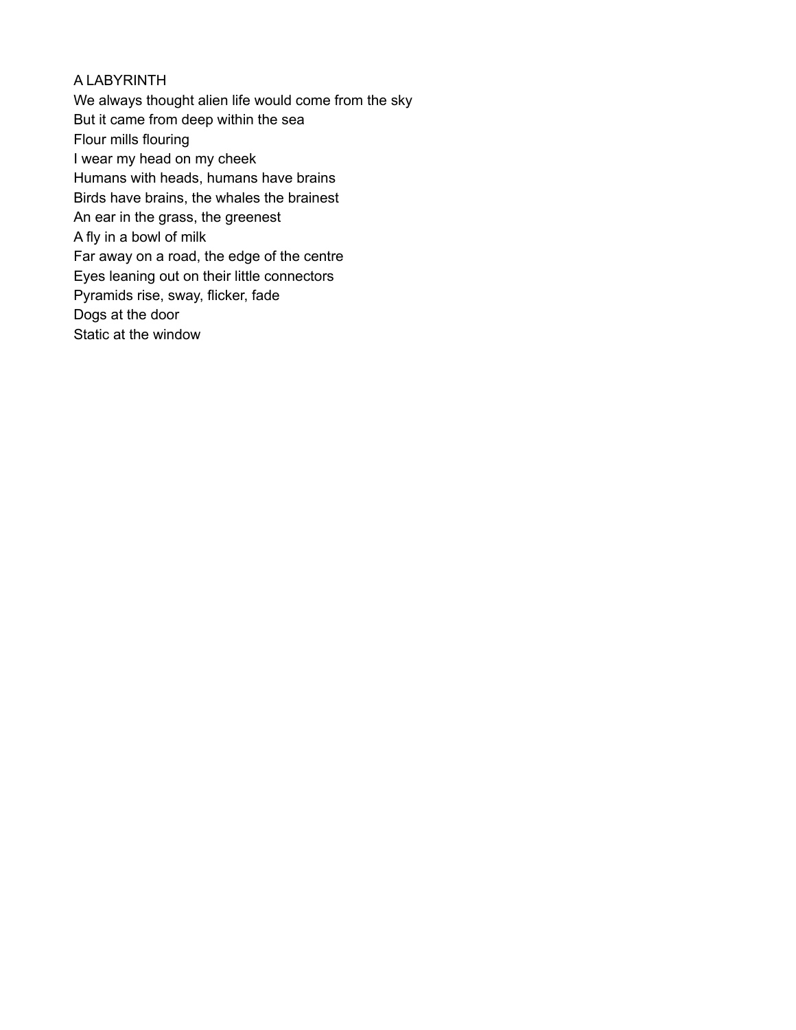## A LABYRINTH

We always thought alien life would come from the sky
But it came from deep within the sea
Flour mills flouring
I wear my head on my cheek
Humans with heads, humans have brains
Birds have brains, the whales the brainest
An ear in the grass, the greenest
A fly in a bowl of milk
Far away on a road, the edge of the centre
Eyes leaning out on their little connectors
Pyramids rise, sway, flicker, fade
Dogs at the door
Static at the window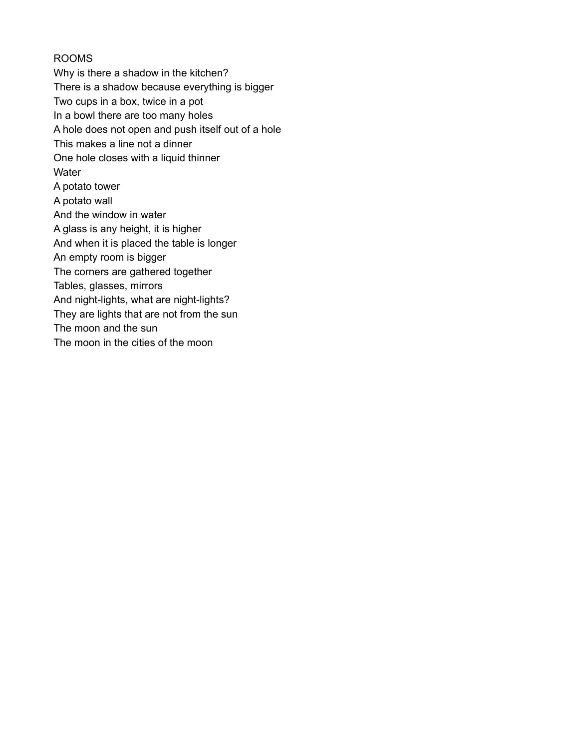## ROOMS

Why is there a shadow in the kitchen?
There is a shadow because everything is bigger
Two cups in a box, twice in a pot
In a bowl there are too many holes
A hole does not open and push itself out of a hole
This makes a line not a dinner
One hole closes with a liquid thinner
Water
A potato tower
A potato wall
And the window in water
A glass is any height, it is higher
And when it is placed the table is longer
An empty room is bigger
The corners are gathered together
Tables, glasses, mirrors
And night-lights, what are night-lights?
They are lights that are not from the sun
The moon and the sun
The moon in the cities of the moon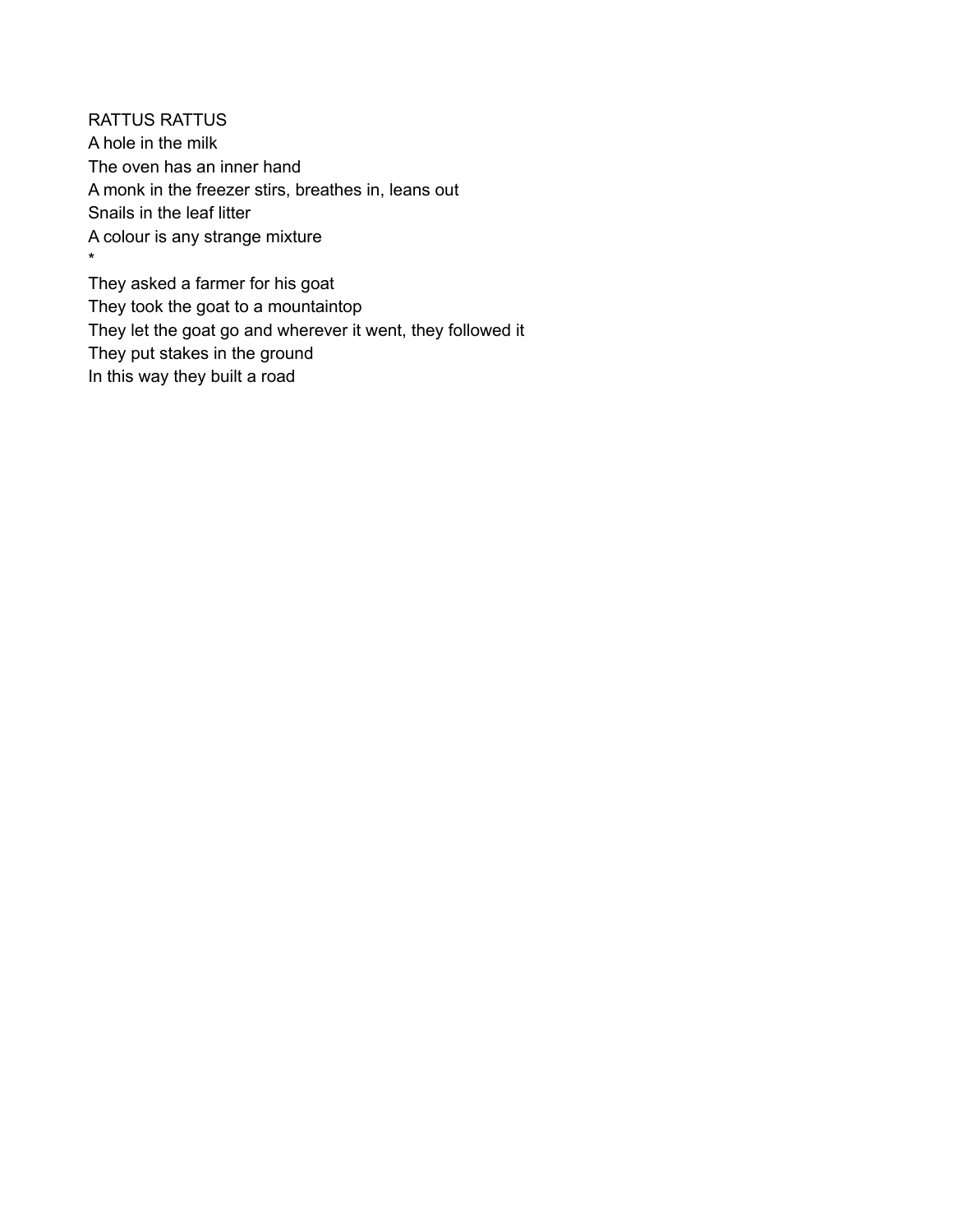RATTUS RATTUS
A hole in the milk
The oven has an inner hand
A monk in the freezer stirs, breathes in, leans out
Snails in the leaf litter
A colour is any strange mixture
*
They asked a farmer for his goat
They took the goat to a mountaintop
They let the goat go and wherever it went, they followed it
They put stakes in the ground
In this way they built a road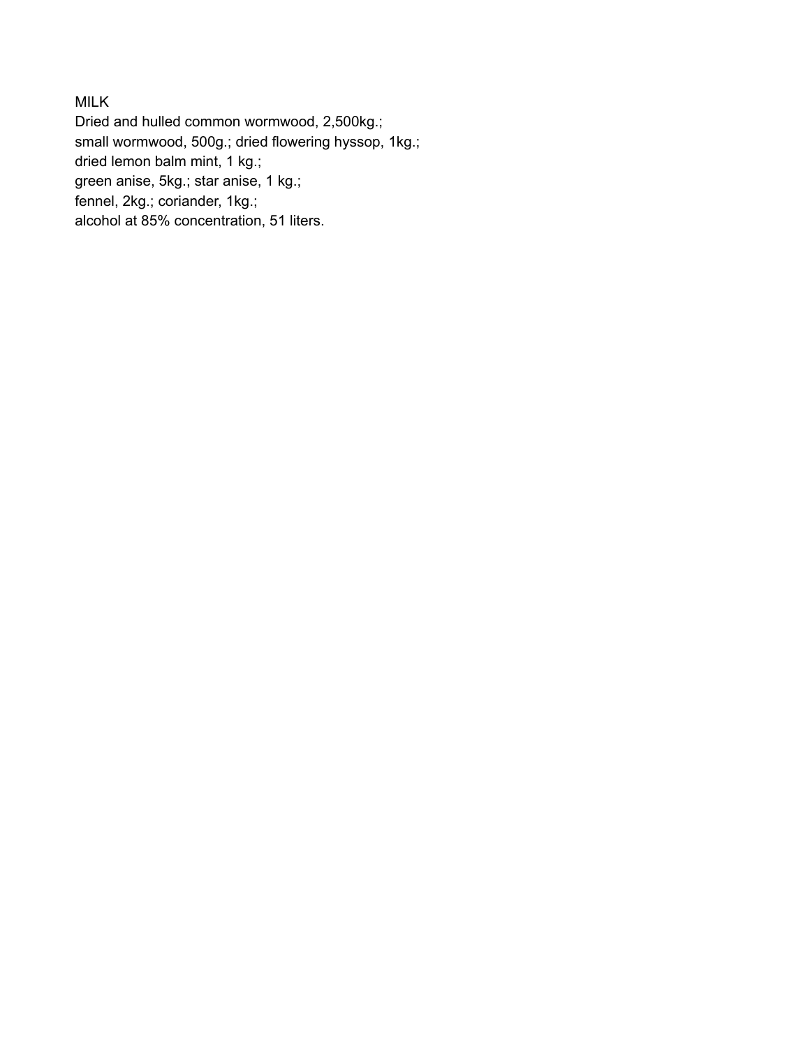MILK

Dried and hulled common wormwood, 2,500kg.;
small wormwood, 500g.; dried flowering hyssop, 1kg.;
dried lemon balm mint, 1 kg.;
green anise, 5kg.; star anise, 1 kg.;
fennel, 2kg.; coriander, 1kg.;
alcohol at 85% concentration, 51 liters.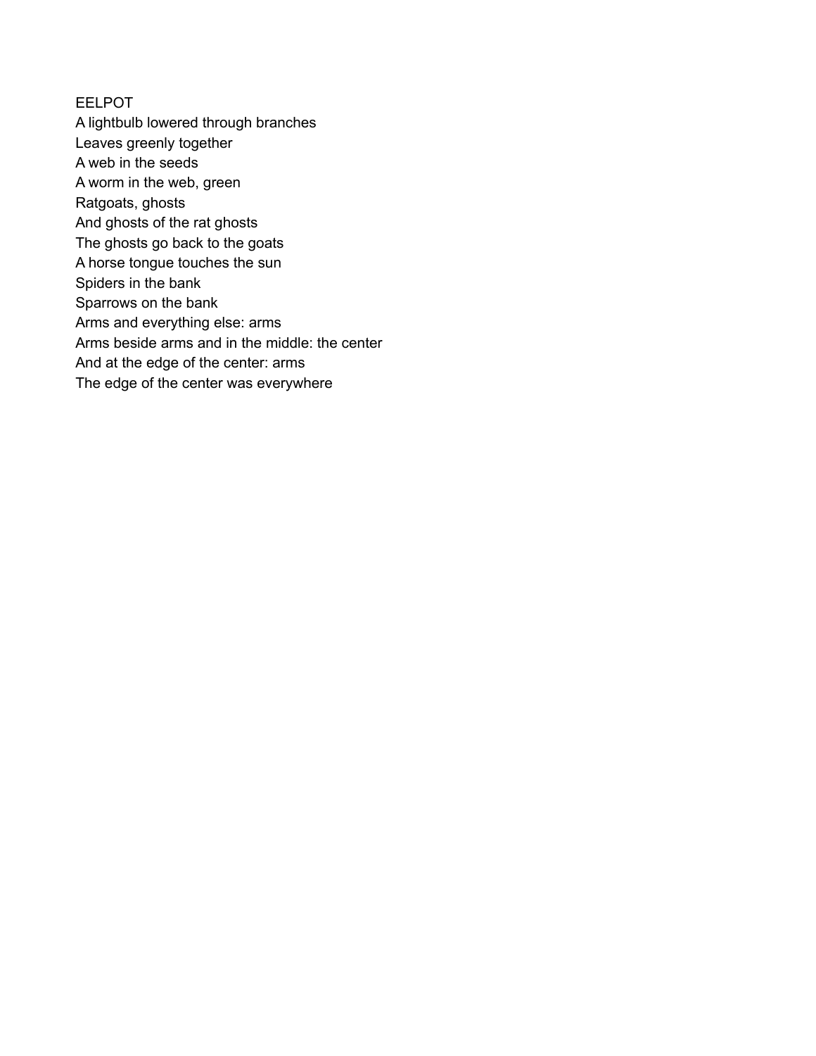EELPOT

A lightbulb lowered through branches  
Leaves greenly together  
A web in the seeds  
A worm in the web, green  
Ratgoats, ghosts  
And ghosts of the rat ghosts  
The ghosts go back to the goats  
A horse tongue touches the sun  
Spiders in the bank  
Sparrows on the bank  
Arms and everything else: arms  
Arms beside arms and in the middle: the center  
And at the edge of the center: arms  
The edge of the center was everywhere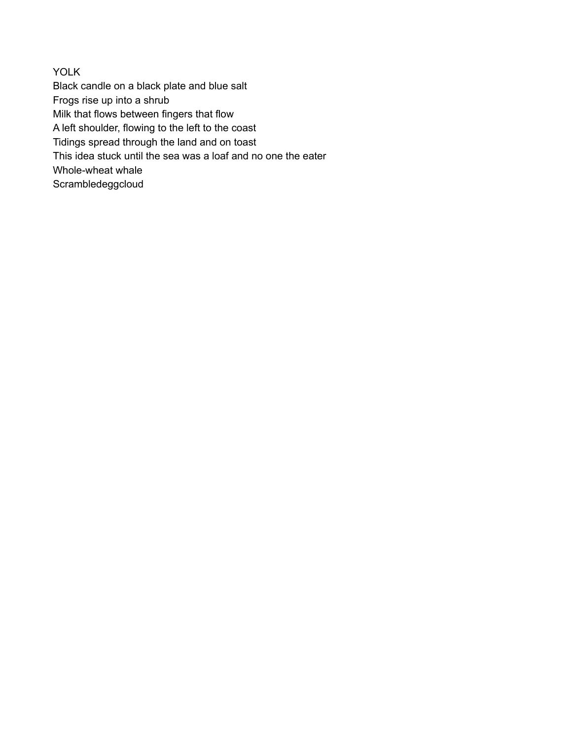YOLK

Black candle on a black plate and blue salt
Frogs rise up into a shrub
Milk that flows between fingers that flow
A left shoulder, flowing to the left to the coast
Tidings spread through the land and on toast
This idea stuck until the sea was a loaf and no one the eater
Whole-wheat whale
Scrambledeggcloud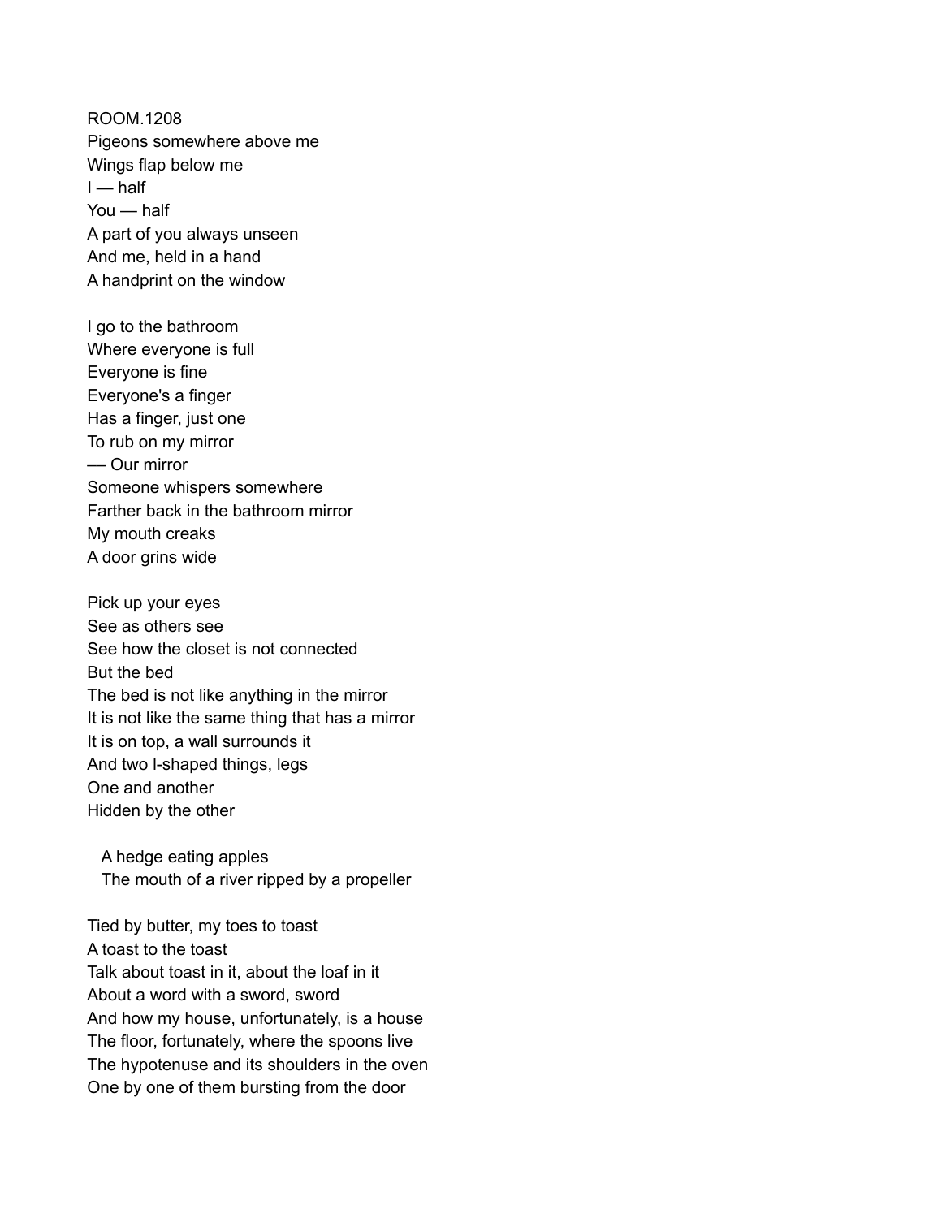ROOM.1208
Pigeons somewhere above me
Wings flap below me
I — half
You — half
A part of you always unseen
And me, held in a hand
A handprint on the window

I go to the bathroom
Where everyone is full
Everyone is fine
Everyone's a finger
Has a finger, just one
To rub on my mirror
— Our mirror
Someone whispers somewhere
Farther back in the bathroom mirror
My mouth creaks
A door grins wide

Pick up your eyes
See as others see
See how the closet is not connected
But the bed
The bed is not like anything in the mirror
It is not like the same thing that has a mirror
It is on top, a wall surrounds it
And two l-shaped things, legs
One and another
Hidden by the other

  A hedge eating apples
  The mouth of a river ripped by a propeller

Tied by butter, my toes to toast
A toast to the toast
Talk about toast in it, about the loaf in it
About a word with a sword, sword
And how my house, unfortunately, is a house
The floor, fortunately, where the spoons live
The hypotenuse and its shoulders in the oven
One by one of them bursting from the door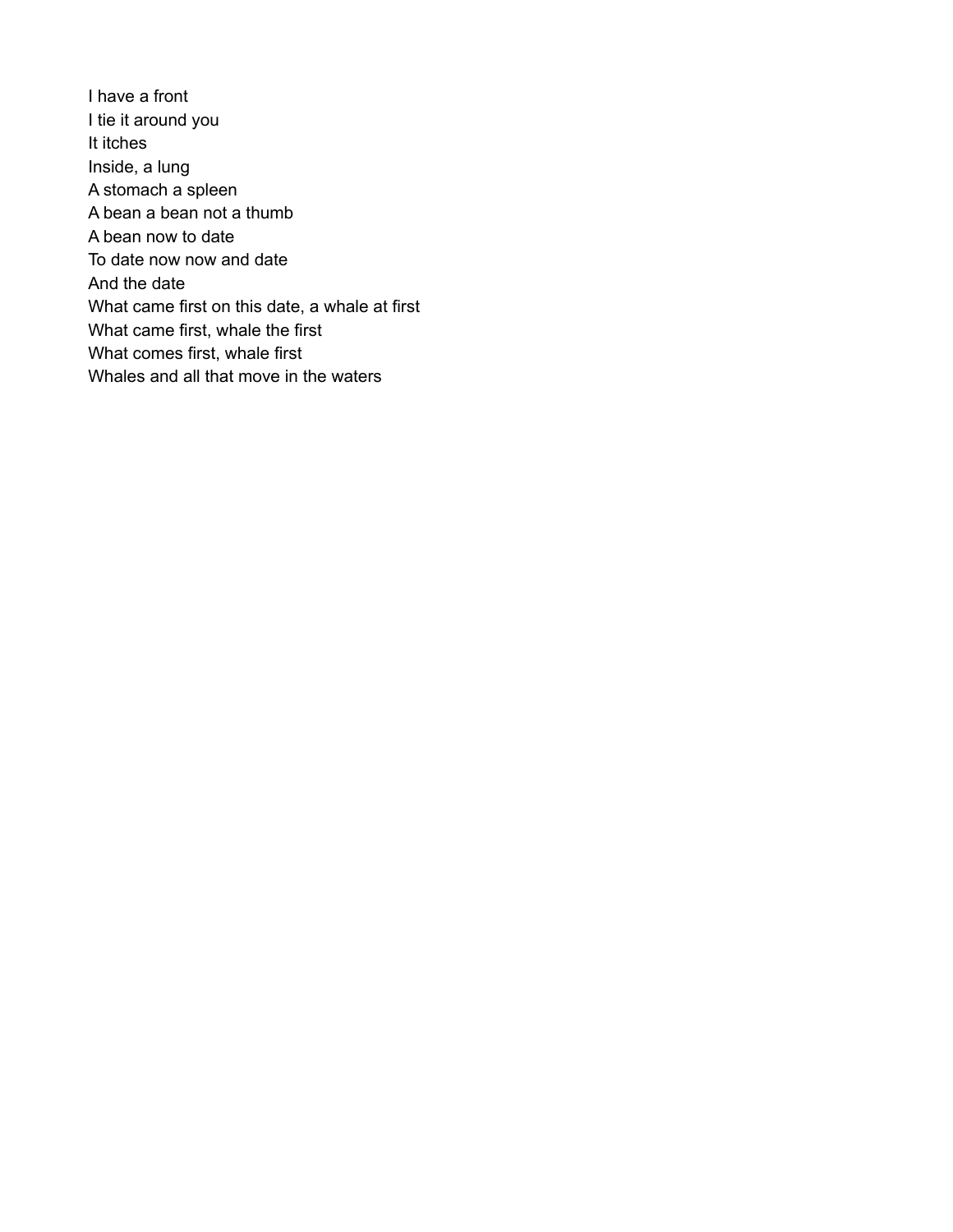I have a front
I tie it around you
It itches
Inside, a lung
A stomach a spleen
A bean a bean not a thumb
A bean now to date
To date now now and date
And the date
What came first on this date, a whale at first
What came first, whale the first
What comes first, whale first
Whales and all that move in the waters